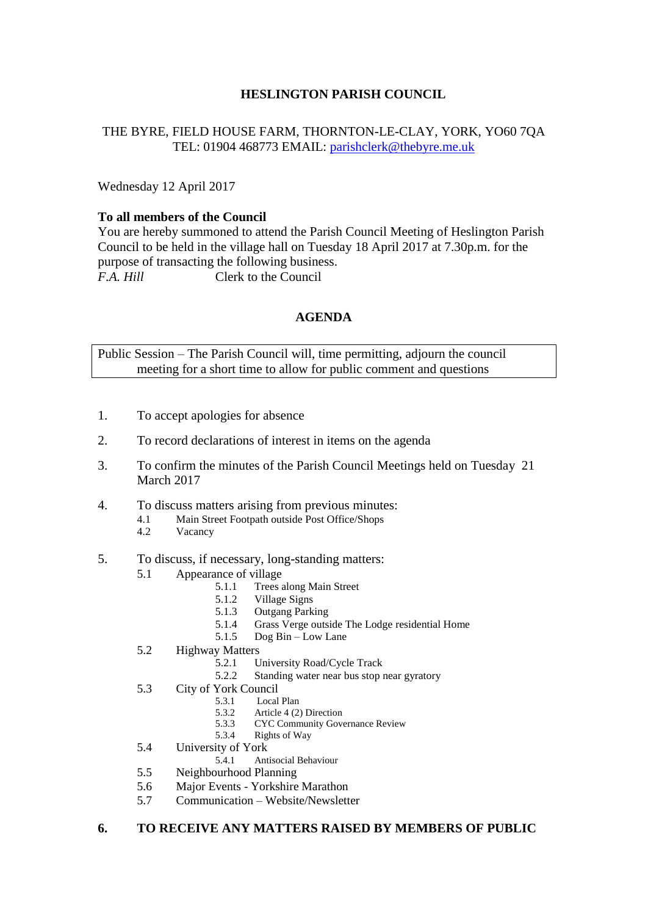# HESLINGTON PARISH COUNCIL

THE BYRE, FIELD HOUSE FARM, THORNTON-LE-CLAY, YORK, YO60 7QA
TEL: 01904 468773 EMAIL: parishclerk@thebyre.me.uk

Wednesday 12 April 2017

**To all members of the Council**
You are hereby summoned to attend the Parish Council Meeting of Heslington Parish Council to be held in the village hall on Tuesday 18 April 2017 at 7.30p.m. for the purpose of transacting the following business.
*F.A. Hill* Clerk to the Council

## AGENDA

Public Session – The Parish Council will, time permitting, adjourn the council meeting for a short time to allow for public comment and questions

1. To accept apologies for absence
2. To record declarations of interest in items on the agenda
3. To confirm the minutes of the Parish Council Meetings held on Tuesday 21 March 2017
4. To discuss matters arising from previous minutes:
   - 4.1 Main Street Footpath outside Post Office/Shops
   - 4.2 Vacancy
5. To discuss, if necessary, long-standing matters:
   - 5.1 Appearance of village
     - 5.1.1 Trees along Main Street
     - 5.1.2 Village Signs
     - 5.1.3 Outgang Parking
     - 5.1.4 Grass Verge outside The Lodge residential Home
     - 5.1.5 Dog Bin – Low Lane
   - 5.2 Highway Matters
     - 5.2.1 University Road/Cycle Track
     - 5.2.2 Standing water near bus stop near gyratory
   - 5.3 City of York Council
     - 5.3.1 Local Plan
     - 5.3.2 Article 4 (2) Direction
     - 5.3.3 CYC Community Governance Review
     - 5.3.4 Rights of Way
   - 5.4 University of York
     - 5.4.1 Antisocial Behaviour
   - 5.5 Neighbourhood Planning
   - 5.6 Major Events - Yorkshire Marathon
   - 5.7 Communication – Website/Newsletter

**6. TO RECEIVE ANY MATTERS RAISED BY MEMBERS OF PUBLIC**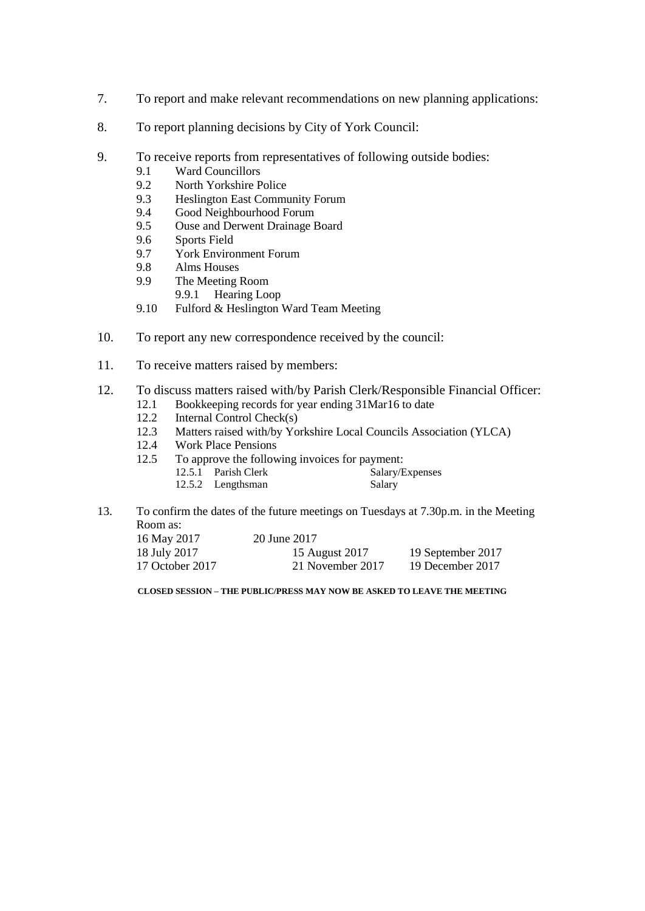7. To report and make relevant recommendations on new planning applications:

8. To report planning decisions by City of York Council:

9. To receive reports from representatives of following outside bodies:
   - 9.1 Ward Councillors
   - 9.2 North Yorkshire Police
   - 9.3 Heslington East Community Forum
   - 9.4 Good Neighbourhood Forum
   - 9.5 Ouse and Derwent Drainage Board
   - 9.6 Sports Field
   - 9.7 York Environment Forum
   - 9.8 Alms Houses
   - 9.9 The Meeting Room
     - 9.9.1 Hearing Loop
   - 9.10 Fulford & Heslington Ward Team Meeting

10. To report any new correspondence received by the council:

11. To receive matters raised by members:

12. To discuss matters raised with/by Parish Clerk/Responsible Financial Officer:
    - 12.1 Bookkeeping records for year ending 31Mar16 to date
    - 12.2 Internal Control Check(s)
    - 12.3 Matters raised with/by Yorkshire Local Councils Association (YLCA)
    - 12.4 Work Place Pensions
    - 12.5 To approve the following invoices for payment:
      - 12.5.1 Parish Clerk — Salary/Expenses
      - 12.5.2 Lengthsman — Salary

13. To confirm the dates of the future meetings on Tuesdays at 7.30p.m. in the Meeting Room as:

| | | |
|---|---|---|
| 16 May 2017 | 20 June 2017 | |
| 18 July 2017 | 15 August 2017 | 19 September 2017 |
| 17 October 2017 | 21 November 2017 | 19 December 2017 |

**CLOSED SESSION – THE PUBLIC/PRESS MAY NOW BE ASKED TO LEAVE THE MEETING**